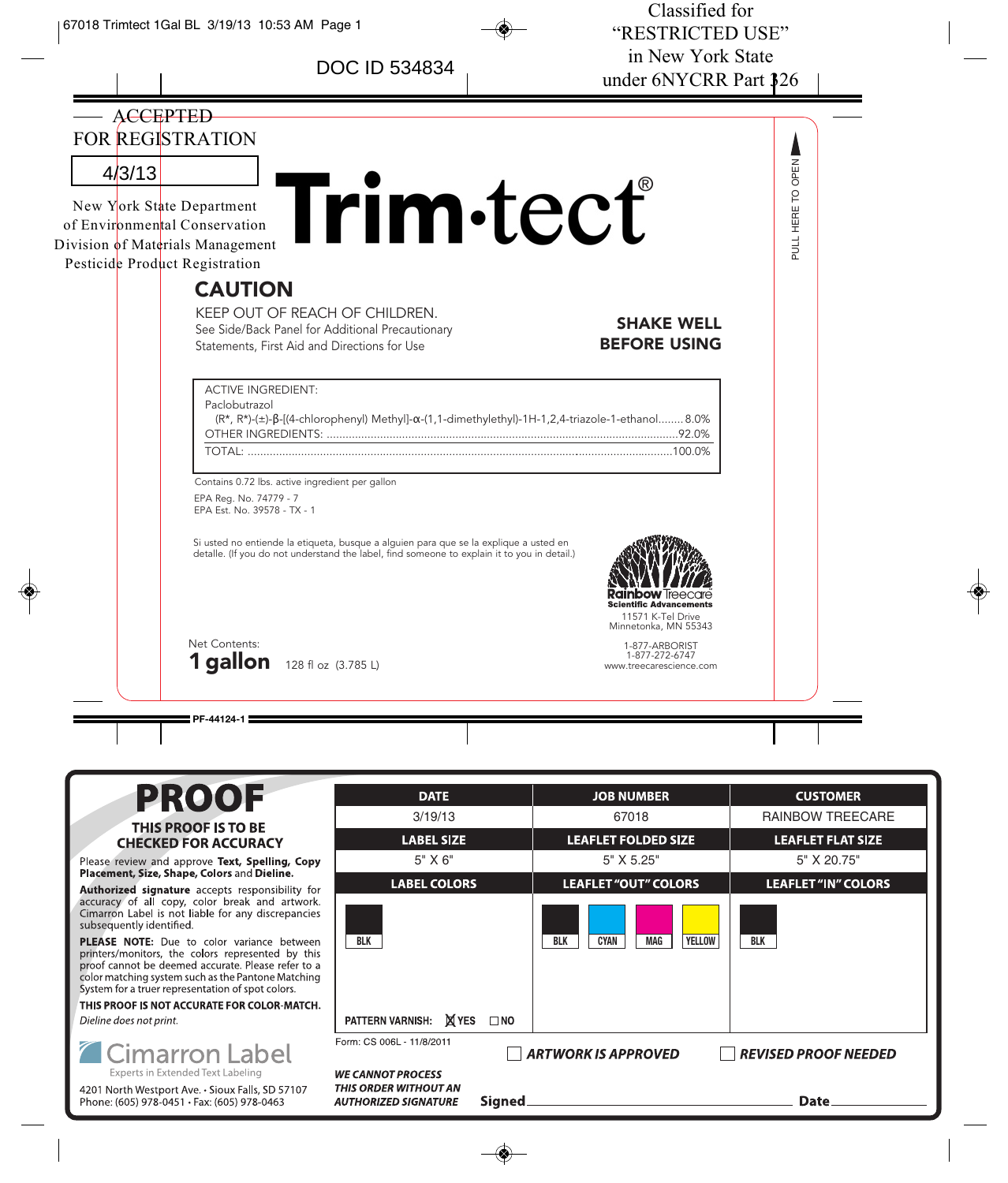67018 Trimtect 1Gal BL 3/19/13 10:53 AM Page 1

DOC ID 534834

Classified for "RESTRICTED USE" in New York State under 6NYCRR Part 326

ACCEPTED FOR REGISTRATION

4/3/13

New York State Department of Environmental Conservation Division of Materials Management Pesticide Product Registration

# Trim·tect®

PULL HERE TO OPEN

## CAUTION

KEEP OUT OF REACH OF CHILDREN.
See Side/Back Panel for Additional Precautionary Statements, First Aid and Directions for Use

**SHAKE WELL BEFORE USING**

| ACTIVE INGREDIENT: | |
|---|---|
| Paclobutrazol (R*, R*)-(±)-β-[(4-chlorophenyl) Methyl]-α-(1,1-dimethylethyl)-1H-1,2,4-triazole-1-ethanol | 8.0% |
| OTHER INGREDIENTS: | 92.0% |
| TOTAL: | 100.0% |

Contains 0.72 lbs. active ingredient per gallon

EPA Reg. No. 74779 - 7
EPA Est. No. 39578 - TX - 1

Si usted no entiende la etiqueta, busque a alguien para que se la explique a usted en detalle. (If you do not understand the label, find someone to explain it to you in detail.)

Rainbow Treecare Scientific Advancements
11571 K-Tel Drive
Minnetonka, MN 55343
1-877-ARBORIST
1-877-272-6747
www.treecarescience.com

Net Contents:
**1 gallon** 128 fl oz (3.785 L)

PF-44124-1

# PROOF

**THIS PROOF IS TO BE CHECKED FOR ACCURACY**

Please review and approve **Text, Spelling, Copy Placement, Size, Shape, Colors** and **Dieline.**

**Authorized signature** accepts responsibility for accuracy of all copy, color break and artwork. Cimarron Label is not liable for any discrepancies subsequently identified.

**PLEASE NOTE:** Due to color variance between printers/monitors, the colors represented by this proof cannot be deemed accurate. Please refer to a color matching system such as the Pantone Matching System for a truer representation of spot colors.

**THIS PROOF IS NOT ACCURATE FOR COLOR-MATCH.**

*Dieline does not print.*

Cimarron Label
Experts in Extended Text Labeling
4201 North Westport Ave. • Sioux Falls, SD 57107
Phone: (605) 978-0451 • Fax: (605) 978-0463

| DATE | JOB NUMBER | CUSTOMER |
|---|---|---|
| 3/19/13 | 67018 | RAINBOW TREECARE |
| **LABEL SIZE** | **LEAFLET FOLDED SIZE** | **LEAFLET FLAT SIZE** |
| 5" X 6" | 5" X 5.25" | 5" X 20.75" |
| **LABEL COLORS** | **LEAFLET "OUT" COLORS** | **LEAFLET "IN" COLORS** |
| BLK | BLK, CYAN, MAG, YELLOW | BLK |

PATTERN VARNISH: ☒ YES ☐ NO

Form: CS 006L - 11/8/2011

☐ *ARTWORK IS APPROVED* ☐ *REVISED PROOF NEEDED*

***WE CANNOT PROCESS THIS ORDER WITHOUT AN AUTHORIZED SIGNATURE***

**Signed**\_\_\_\_\_\_\_\_\_\_\_\_\_\_\_\_\_\_\_\_ **Date**\_\_\_\_\_\_\_\_\_\_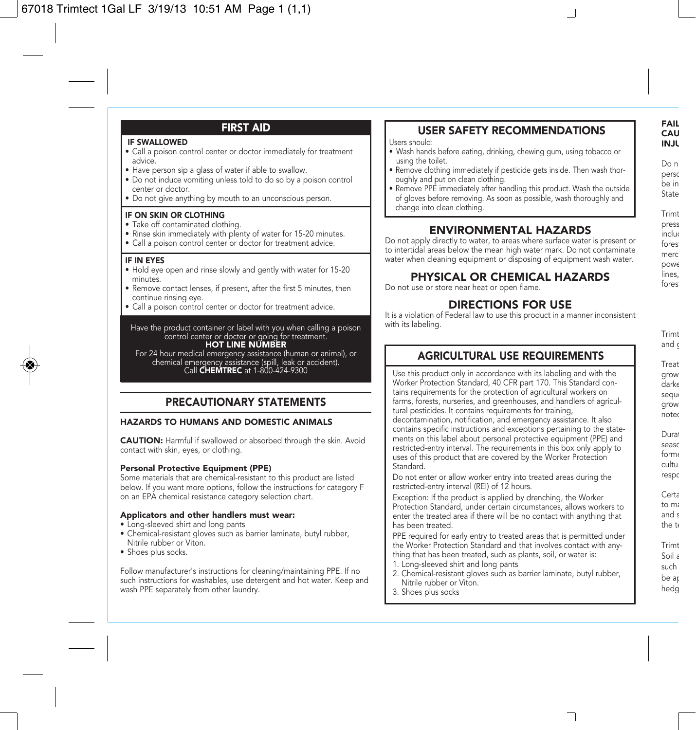## FIRST AID

**IF SWALLOWED**
- Call a poison control center or doctor immediately for treatment advice.
- Have person sip a glass of water if able to swallow.
- Do not induce vomiting unless told to do so by a poison control center or doctor.
- Do not give anything by mouth to an unconscious person.

**IF ON SKIN OR CLOTHING**
- Take off contaminated clothing.
- Rinse skin immediately with plenty of water for 15-20 minutes.
- Call a poison control center or doctor for treatment advice.

**IF IN EYES**
- Hold eye open and rinse slowly and gently with water for 15-20 minutes.
- Remove contact lenses, if present, after the first 5 minutes, then continue rinsing eye.
- Call a poison control center or doctor for treatment advice.

Have the product container or label with you when calling a poison control center or doctor or going for treatment.

**HOT LINE NUMBER**

For 24 hour medical emergency assistance (human or animal), or chemical emergency assistance (spill, leak or accident).
Call **CHEMTREC** at 1-800-424-9300

## PRECAUTIONARY STATEMENTS

### HAZARDS TO HUMANS AND DOMESTIC ANIMALS

**CAUTION:** Harmful if swallowed or absorbed through the skin. Avoid contact with skin, eyes, or clothing.

**Personal Protective Equipment (PPE)**
Some materials that are chemical-resistant to this product are listed below. If you want more options, follow the instructions for category F on an EPA chemical resistance category selection chart.

**Applicators and other handlers must wear:**
- Long-sleeved shirt and long pants
- Chemical-resistant gloves such as barrier laminate, butyl rubber, Nitrile rubber or Viton.
- Shoes plus socks.

Follow manufacturer's instructions for cleaning/maintaining PPE. If no such instructions for washables, use detergent and hot water. Keep and wash PPE separately from other laundry.

## USER SAFETY RECOMMENDATIONS

Users should:
- Wash hands before eating, drinking, chewing gum, using tobacco or using the toilet.
- Remove clothing immediately if pesticide gets inside. Then wash thoroughly and put on clean clothing.
- Remove PPE immediately after handling this product. Wash the outside of gloves before removing. As soon as possible, wash thoroughly and change into clean clothing.

## ENVIRONMENTAL HAZARDS

Do not apply directly to water, to areas where surface water is present or to intertidal areas below the mean high water mark. Do not contaminate water when cleaning equipment or disposing of equipment wash water.

## PHYSICAL OR CHEMICAL HAZARDS

Do not use or store near heat or open flame.

## DIRECTIONS FOR USE

It is a violation of Federal law to use this product in a manner inconsistent with its labeling.

## AGRICULTURAL USE REQUIREMENTS

Use this product only in accordance with its labeling and with the Worker Protection Standard, 40 CFR part 170. This Standard contains requirements for the protection of agricultural workers on farms, forests, nurseries, and greenhouses, and handlers of agricultural pesticides. It contains requirements for training, decontamination, notification, and emergency assistance. It also contains specific instructions and exceptions pertaining to the statements on this label about personal protective equipment (PPE) and restricted-entry interval. The requirements in this box only apply to uses of this product that are covered by the Worker Protection Standard.

Do not enter or allow worker entry into treated areas during the restricted-entry interval (REI) of 12 hours.

Exception: If the product is applied by drenching, the Worker Protection Standard, under certain circumstances, allows workers to enter the treated area if there will be no contact with anything that has been treated.

PPE required for early entry to treated areas that is permitted under the Worker Protection Standard and that involves contact with anything that has been treated, such as plants, soil, or water is:

1. Long-sleeved shirt and long pants
2. Chemical-resistant gloves such as barrier laminate, butyl rubber, Nitrile rubber or Viton.
3. Shoes plus socks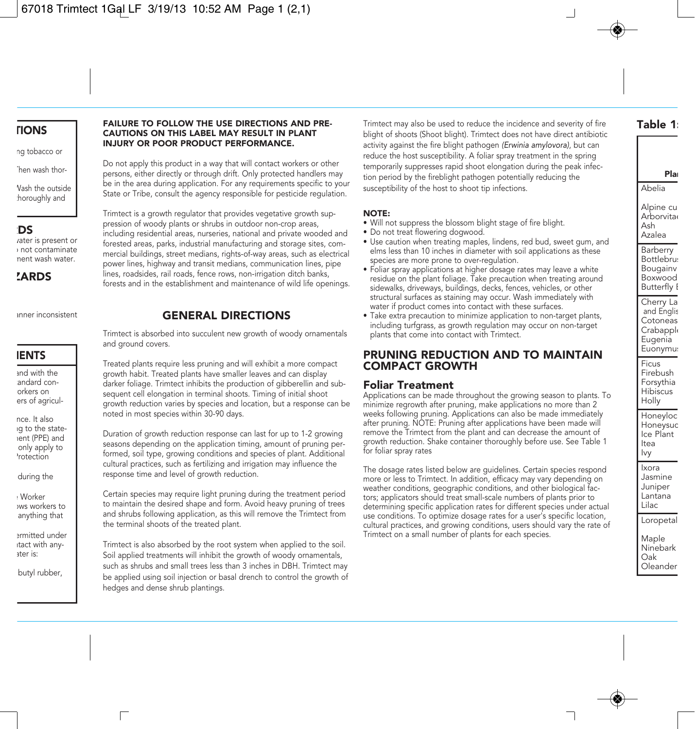**FAILURE TO FOLLOW THE USE DIRECTIONS AND PRECAUTIONS ON THIS LABEL MAY RESULT IN PLANT INJURY OR POOR PRODUCT PERFORMANCE.**

Do not apply this product in a way that will contact workers or other persons, either directly or through drift. Only protected handlers may be in the area during application. For any requirements specific to your State or Tribe, consult the agency responsible for pesticide regulation.

Trimtect is a growth regulator that provides vegetative growth suppression of woody plants or shrubs in outdoor non-crop areas, including residential areas, nurseries, national and private wooded and forested areas, parks, industrial manufacturing and storage sites, commercial buildings, street medians, rights-of-way areas, such as electrical power lines, highway and transit medians, communication lines, pipe lines, roadsides, rail roads, fence rows, non-irrigation ditch banks, forests and in the establishment and maintenance of wild life openings.

## GENERAL DIRECTIONS

Trimtect is absorbed into succulent new growth of woody ornamentals and ground covers.

Treated plants require less pruning and will exhibit a more compact growth habit. Treated plants have smaller leaves and can display darker foliage. Trimtect inhibits the production of gibberellin and subsequent cell elongation in terminal shoots. Timing of initial shoot growth reduction varies by species and location, but a response can be noted in most species within 30-90 days.

Duration of growth reduction response can last for up to 1-2 growing seasons depending on the application timing, amount of pruning performed, soil type, growing conditions and species of plant. Additional cultural practices, such as fertilizing and irrigation may influence the response time and level of growth reduction.

Certain species may require light pruning during the treatment period to maintain the desired shape and form. Avoid heavy pruning of trees and shrubs following application, as this will remove the Trimtect from the terminal shoots of the treated plant.

Trimtect is also absorbed by the root system when applied to the soil. Soil applied treatments will inhibit the growth of woody ornamentals, such as shrubs and small trees less than 3 inches in DBH. Trimtect may be applied using soil injection or basal drench to control the growth of hedges and dense shrub plantings.

Trimtect may also be used to reduce the incidence and severity of fire blight of shoots (Shoot blight). Trimtect does not have direct antibiotic activity against the fire blight pathogen *(Erwinia amylovora)*, but can reduce the host susceptibility. A foliar spray treatment in the spring temporarily suppresses rapid shoot elongation during the peak infection period by the fireblight pathogen potentially reducing the susceptibility of the host to shoot tip infections.

**NOTE:**

- Will not suppress the blossom blight stage of fire blight.
- Do not treat flowering dogwood.
- Use caution when treating maples, lindens, red bud, sweet gum, and elms less than 10 inches in diameter with soil applications as these species are more prone to over-regulation.
- Foliar spray applications at higher dosage rates may leave a white residue on the plant foliage. Take precaution when treating around sidewalks, driveways, buildings, decks, fences, vehicles, or other structural surfaces as staining may occur. Wash immediately with water if product comes into contact with these surfaces.
- Take extra precaution to minimize application to non-target plants, including turfgrass, as growth regulation may occur on non-target plants that come into contact with Trimtect.

## PRUNING REDUCTION AND TO MAINTAIN COMPACT GROWTH

### Foliar Treatment

Applications can be made throughout the growing season to plants. To minimize regrowth after pruning, make applications no more than 2 weeks following pruning. Applications can also be made immediately after pruning. NOTE: Pruning after applications have been made will remove the Trimtect from the plant and can decrease the amount of growth reduction. Shake container thoroughly before use. See Table 1 for foliar spray rates

The dosage rates listed below are guidelines. Certain species respond more or less to Trimtect. In addition, efficacy may vary depending on weather conditions, geographic conditions, and other biological factors; applicators should treat small-scale numbers of plants prior to determining specific application rates for different species under actual use conditions. To optimize dosage rates for a user's specific location, cultural practices, and growing conditions, users should vary the rate of Trimtect on a small number of plants for each species.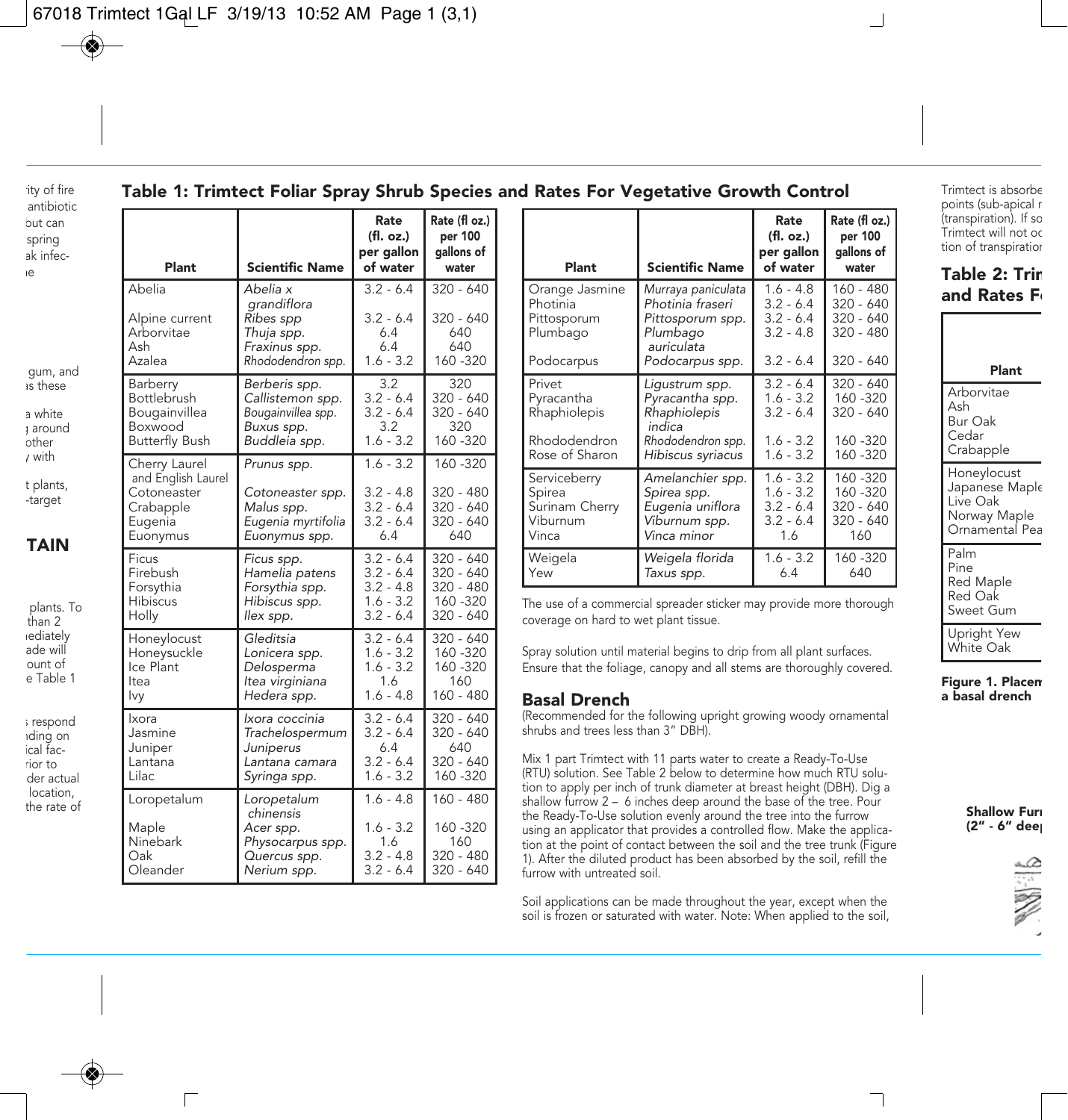## Table 1: Trimtect Foliar Spray Shrub Species and Rates For Vegetative Growth Control

| Plant | Scientific Name | Rate (fl. oz.) per gallon of water | Rate (fl oz.) per 100 gallons of water |
|---|---|---|---|
| Abelia | *Abelia x grandiflora* | 3.2 - 6.4 | 320 - 640 |
| Alpine current | *Ribes spp* | 3.2 - 6.4 | 320 - 640 |
| Arborvitae | *Thuja spp.* | 6.4 | 640 |
| Ash | *Fraxinus spp.* | 6.4 | 640 |
| Azalea | *Rhododendron spp.* | 1.6 - 3.2 | 160 -320 |
| Barberry | *Berberis spp.* | 3.2 | 320 |
| Bottlebrush | *Callistemon spp.* | 3.2 - 6.4 | 320 - 640 |
| Bougainvillea | *Bougainvillea spp.* | 3.2 - 6.4 | 320 - 640 |
| Boxwood | *Buxus spp.* | 3.2 | 320 |
| Butterfly Bush | *Buddleia spp.* | 1.6 - 3.2 | 160 -320 |
| Cherry Laurel and English Laurel | *Prunus spp.* | 1.6 - 3.2 | 160 -320 |
| Cotoneaster | *Cotoneaster spp.* | 3.2 - 4.8 | 320 - 480 |
| Crabapple | *Malus spp.* | 3.2 - 6.4 | 320 - 640 |
| Eugenia | *Eugenia myrtifolia* | 3.2 - 6.4 | 320 - 640 |
| Euonymus | *Euonymus spp.* | 6.4 | 640 |
| Ficus | *Ficus spp.* | 3.2 - 6.4 | 320 - 640 |
| Firebush | *Hamelia patens* | 3.2 - 6.4 | 320 - 640 |
| Forsythia | *Forsythia spp.* | 3.2 - 4.8 | 320 - 480 |
| Hibiscus | *Hibiscus spp.* | 1.6 - 3.2 | 160 -320 |
| Holly | *Ilex spp.* | 3.2 - 6.4 | 320 - 640 |
| Honeylocust | *Gleditsia* | 3.2 - 6.4 | 320 - 640 |
| Honeysuckle | *Lonicera spp.* | 1.6 - 3.2 | 160 -320 |
| Ice Plant | *Delosperma* | 1.6 - 3.2 | 160 -320 |
| Itea | *Itea virginiana* | 1.6 | 160 |
| Ivy | *Hedera spp.* | 1.6 - 4.8 | 160 - 480 |
| Ixora | *Ixora coccinia* | 3.2 - 6.4 | 320 - 640 |
| Jasmine | *Trachelospermum* | 3.2 - 6.4 | 320 - 640 |
| Juniper | *Juniperus* | 6.4 | 640 |
| Lantana | *Lantana camara* | 3.2 - 6.4 | 320 - 640 |
| Lilac | *Syringa spp.* | 1.6 - 3.2 | 160 -320 |
| Loropetalum | *Loropetalum chinensis* | 1.6 - 4.8 | 160 - 480 |
| Maple | *Acer spp.* | 1.6 - 3.2 | 160 -320 |
| Ninebark | *Physocarpus spp.* | 1.6 | 160 |
| Oak | *Quercus spp.* | 3.2 - 4.8 | 320 - 480 |
| Oleander | *Nerium spp.* | 3.2 - 6.4 | 320 - 640 |
| Orange Jasmine | *Murraya paniculata* | 1.6 - 4.8 | 160 - 480 |
| Photinia | *Photinia fraseri* | 3.2 - 6.4 | 320 - 640 |
| Pittosporum | *Pittosporum spp.* | 3.2 - 6.4 | 320 - 640 |
| Plumbago | *Plumbago auriculata* | 3.2 - 4.8 | 320 - 480 |
| Podocarpus | *Podocarpus spp.* | 3.2 - 6.4 | 320 - 640 |
| Privet | *Ligustrum spp.* | 3.2 - 6.4 | 320 - 640 |
| Pyracantha | *Pyracantha spp.* | 1.6 - 3.2 | 160 -320 |
| Rhaphiolepis | *Rhaphiolepis indica* | 3.2 - 6.4 | 320 - 640 |
| Rhododendron | *Rhododendron spp.* | 1.6 - 3.2 | 160 -320 |
| Rose of Sharon | *Hibiscus syriacus* | 1.6 - 3.2 | 160 -320 |
| Serviceberry | *Amelanchier spp.* | 1.6 - 3.2 | 160 -320 |
| Spirea | *Spirea spp.* | 1.6 - 3.2 | 160 -320 |
| Surinam Cherry | *Eugenia uniflora* | 3.2 - 6.4 | 320 - 640 |
| Viburnum | *Viburnum spp.* | 3.2 - 6.4 | 320 - 640 |
| Vinca | *Vinca minor* | 1.6 | 160 |
| Weigela | *Weigela florida* | 1.6 - 3.2 | 160 -320 |
| Yew | *Taxus spp.* | 6.4 | 640 |

The use of a commercial spreader sticker may provide more thorough coverage on hard to wet plant tissue.

Spray solution until material begins to drip from all plant surfaces. Ensure that the foliage, canopy and all stems are thoroughly covered.

### Basal Drench

(Recommended for the following upright growing woody ornamental shrubs and trees less than 3" DBH).

Mix 1 part Trimtect with 11 parts water to create a Ready-To-Use (RTU) solution. See Table 2 below to determine how much RTU solution to apply per inch of trunk diameter at breast height (DBH). Dig a shallow furrow 2 – 6 inches deep around the base of the tree. Pour the Ready-To-Use solution evenly around the tree into the furrow using an applicator that provides a controlled flow. Make the application at the point of contact between the soil and the tree trunk (Figure 1). After the diluted product has been absorbed by the soil, refill the furrow with untreated soil.

Soil applications can be made throughout the year, except when the soil is frozen or saturated with water. Note: When applied to the soil,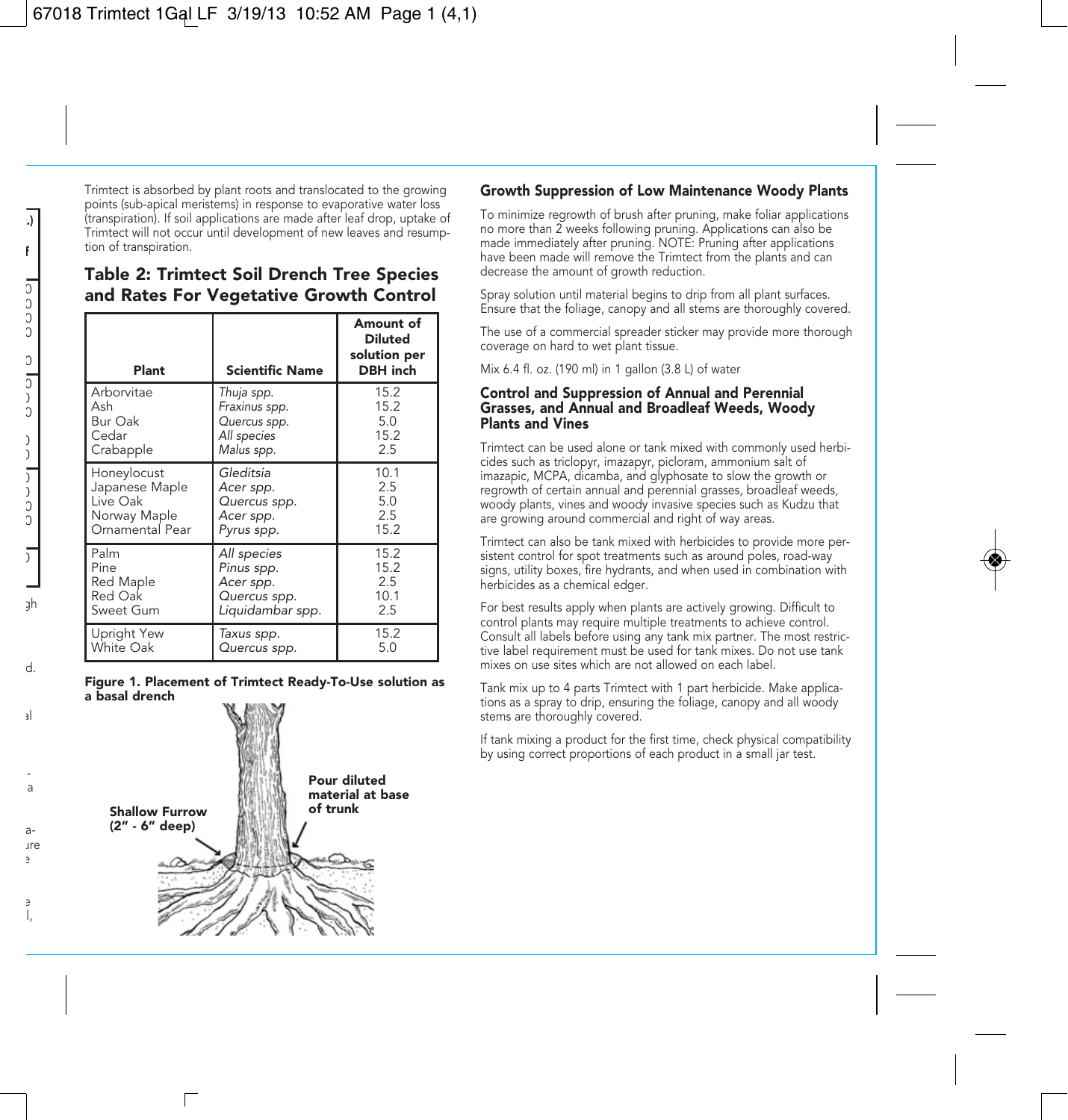Trimtect is absorbed by plant roots and translocated to the growing points (sub-apical meristems) in response to evaporative water loss (transpiration). If soil applications are made after leaf drop, uptake of Trimtect will not occur until development of new leaves and resumption of transpiration.

## Table 2: Trimtect Soil Drench Tree Species and Rates For Vegetative Growth Control

| Plant | Scientific Name | Amount of Diluted solution per DBH inch |
|---|---|---|
| Arborvitae | *Thuja spp.* | 15.2 |
| Ash | *Fraxinus spp.* | 15.2 |
| Bur Oak | *Quercus spp.* | 5.0 |
| Cedar | *All species* | 15.2 |
| Crabapple | *Malus spp.* | 2.5 |
| Honeylocust | *Gleditsia* | 10.1 |
| Japanese Maple | *Acer spp.* | 2.5 |
| Live Oak | *Quercus spp.* | 5.0 |
| Norway Maple | *Acer spp.* | 2.5 |
| Ornamental Pear | *Pyrus spp.* | 15.2 |
| Palm | *All species* | 15.2 |
| Pine | *Pinus spp.* | 15.2 |
| Red Maple | *Acer spp.* | 2.5 |
| Red Oak | *Quercus spp.* | 10.1 |
| Sweet Gum | *Liquidambar spp.* | 2.5 |
| Upright Yew | *Taxus spp.* | 15.2 |
| White Oak | *Quercus spp.* | 5.0 |

**Figure 1. Placement of Trimtect Ready-To-Use solution as a basal drench**

**Shallow Furrow (2" - 6" deep)**

**Pour diluted material at base of trunk**

## Growth Suppression of Low Maintenance Woody Plants

To minimize regrowth of brush after pruning, make foliar applications no more than 2 weeks following pruning. Applications can also be made immediately after pruning. NOTE: Pruning after applications have been made will remove the Trimtect from the plants and can decrease the amount of growth reduction.

Spray solution until material begins to drip from all plant surfaces. Ensure that the foliage, canopy and all stems are thoroughly covered.

The use of a commercial spreader sticker may provide more thorough coverage on hard to wet plant tissue.

Mix 6.4 fl. oz. (190 ml) in 1 gallon (3.8 L) of water

## Control and Suppression of Annual and Perennial Grasses, and Annual and Broadleaf Weeds, Woody Plants and Vines

Trimtect can be used alone or tank mixed with commonly used herbicides such as triclopyr, imazapyr, picloram, ammonium salt of imazapic, MCPA, dicamba, and glyphosate to slow the growth or regrowth of certain annual and perennial grasses, broadleaf weeds, woody plants, vines and woody invasive species such as Kudzu that are growing around commercial and right of way areas.

Trimtect can also be tank mixed with herbicides to provide more persistent control for spot treatments such as around poles, road-way signs, utility boxes, fire hydrants, and when used in combination with herbicides as a chemical edger.

For best results apply when plants are actively growing. Difficult to control plants may require multiple treatments to achieve control. Consult all labels before using any tank mix partner. The most restrictive label requirement must be used for tank mixes. Do not use tank mixes on use sites which are not allowed on each label.

Tank mix up to 4 parts Trimtect with 1 part herbicide. Make applications as a spray to drip, ensuring the foliage, canopy and all woody stems are thoroughly covered.

If tank mixing a product for the first time, check physical compatibility by using correct proportions of each product in a small jar test.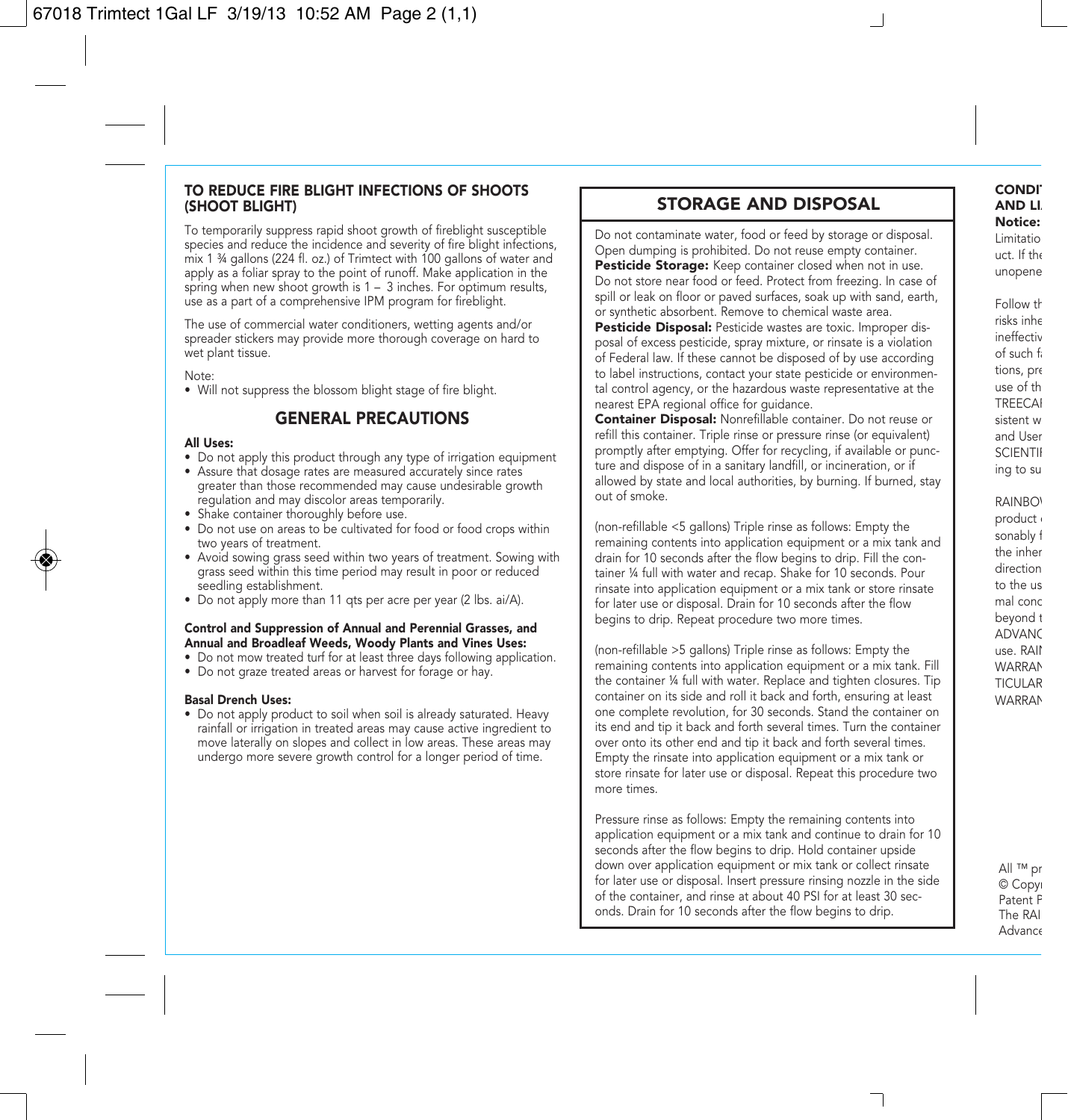### TO REDUCE FIRE BLIGHT INFECTIONS OF SHOOTS (SHOOT BLIGHT)

To temporarily suppress rapid shoot growth of fireblight susceptible species and reduce the incidence and severity of fire blight infections, mix 1 ¾ gallons (224 fl. oz.) of Trimtect with 100 gallons of water and apply as a foliar spray to the point of runoff. Make application in the spring when new shoot growth is 1 – 3 inches. For optimum results, use as a part of a comprehensive IPM program for fireblight.

The use of commercial water conditioners, wetting agents and/or spreader stickers may provide more thorough coverage on hard to wet plant tissue.

Note:

- Will not suppress the blossom blight stage of fire blight.

## GENERAL PRECAUTIONS

**All Uses:**

- Do not apply this product through any type of irrigation equipment
- Assure that dosage rates are measured accurately since rates greater than those recommended may cause undesirable growth regulation and may discolor areas temporarily.
- Shake container thoroughly before use.
- Do not use on areas to be cultivated for food or food crops within two years of treatment.
- Avoid sowing grass seed within two years of treatment. Sowing with grass seed within this time period may result in poor or reduced seedling establishment.
- Do not apply more than 11 qts per acre per year (2 lbs. ai/A).

**Control and Suppression of Annual and Perennial Grasses, and Annual and Broadleaf Weeds, Woody Plants and Vines Uses:**

- Do not mow treated turf for at least three days following application.
- Do not graze treated areas or harvest for forage or hay.

**Basal Drench Uses:**

- Do not apply product to soil when soil is already saturated. Heavy rainfall or irrigation in treated areas may cause active ingredient to move laterally on slopes and collect in low areas. These areas may undergo more severe growth control for a longer period of time.

## STORAGE AND DISPOSAL

Do not contaminate water, food or feed by storage or disposal. Open dumping is prohibited. Do not reuse empty container.

**Pesticide Storage:** Keep container closed when not in use. Do not store near food or feed. Protect from freezing. In case of spill or leak on floor or paved surfaces, soak up with sand, earth, or synthetic absorbent. Remove to chemical waste area.

**Pesticide Disposal:** Pesticide wastes are toxic. Improper disposal of excess pesticide, spray mixture, or rinsate is a violation of Federal law. If these cannot be disposed of by use according to label instructions, contact your state pesticide or environmental control agency, or the hazardous waste representative at the nearest EPA regional office for guidance.

**Container Disposal:** Nonrefillable container. Do not reuse or refill this container. Triple rinse or pressure rinse (or equivalent) promptly after emptying. Offer for recycling, if available or puncture and dispose of in a sanitary landfill, or incineration, or if allowed by state and local authorities, by burning. If burned, stay out of smoke.

(non-refillable <5 gallons) Triple rinse as follows: Empty the remaining contents into application equipment or a mix tank and drain for 10 seconds after the flow begins to drip. Fill the container ¼ full with water and recap. Shake for 10 seconds. Pour rinsate into application equipment or a mix tank or store rinsate for later use or disposal. Drain for 10 seconds after the flow begins to drip. Repeat procedure two more times.

(non-refillable >5 gallons) Triple rinse as follows: Empty the remaining contents into application equipment or a mix tank. Fill the container ¼ full with water. Replace and tighten closures. Tip container on its side and roll it back and forth, ensuring at least one complete revolution, for 30 seconds. Stand the container on its end and tip it back and forth several times. Turn the container over onto its other end and tip it back and forth several times. Empty the rinsate into application equipment or a mix tank or store rinsate for later use or disposal. Repeat this procedure two more times.

Pressure rinse as follows: Empty the remaining contents into application equipment or a mix tank and continue to drain for 10 seconds after the flow begins to drip. Hold container upside down over application equipment or mix tank or collect rinsate for later use or disposal. Insert pressure rinsing nozzle in the side of the container, and rinse at about 40 PSI for at least 30 seconds. Drain for 10 seconds after the flow begins to drip.

**CONDI**
**AND LI**
**Notice:**
Limitatio
uct. If the
unopene

Follow th
risks inhe
ineffectiv
of such fa
tions, pre
use of th
TREECAI
sistent w
and User
SCIENTII
ing to su

RAINBOV
product
sonably f
the inher
direction
to the us
mal cond
beyond t
ADVANC
use. RAII
WARRAN
TICULAR
WARRAN

All ™ pr
© Copy
Patent P
The RAI
Advance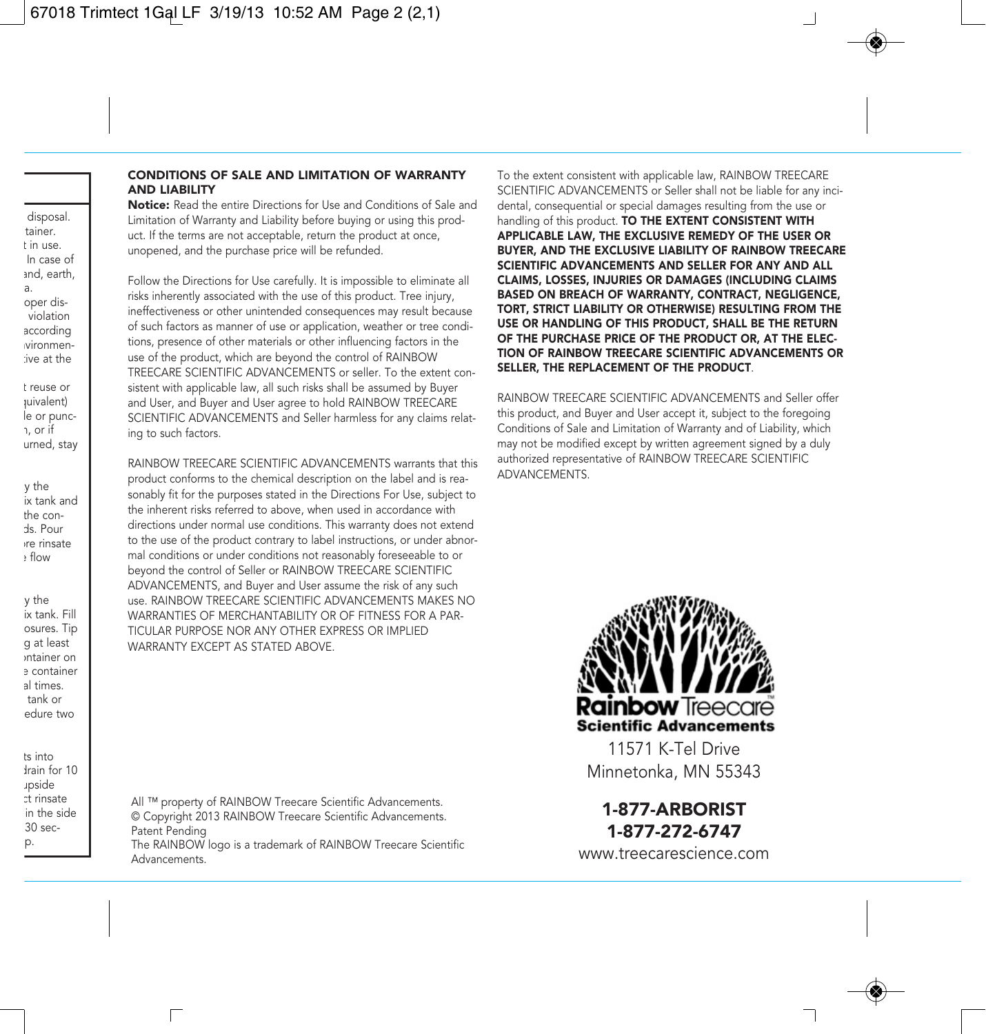## CONDITIONS OF SALE AND LIMITATION OF WARRANTY AND LIABILITY

**Notice:** Read the entire Directions for Use and Conditions of Sale and Limitation of Warranty and Liability before buying or using this product. If the terms are not acceptable, return the product at once, unopened, and the purchase price will be refunded.

Follow the Directions for Use carefully. It is impossible to eliminate all risks inherently associated with the use of this product. Tree injury, ineffectiveness or other unintended consequences may result because of such factors as manner of use or application, weather or tree conditions, presence of other materials or other influencing factors in the use of the product, which are beyond the control of RAINBOW TREECARE SCIENTIFIC ADVANCEMENTS or seller. To the extent consistent with applicable law, all such risks shall be assumed by Buyer and User, and Buyer and User agree to hold RAINBOW TREECARE SCIENTIFIC ADVANCEMENTS and Seller harmless for any claims relating to such factors.

RAINBOW TREECARE SCIENTIFIC ADVANCEMENTS warrants that this product conforms to the chemical description on the label and is reasonably fit for the purposes stated in the Directions For Use, subject to the inherent risks referred to above, when used in accordance with directions under normal use conditions. This warranty does not extend to the use of the product contrary to label instructions, or under abnormal conditions or under conditions not reasonably foreseeable to or beyond the control of Seller or RAINBOW TREECARE SCIENTIFIC ADVANCEMENTS, and Buyer and User assume the risk of any such use. RAINBOW TREECARE SCIENTIFIC ADVANCEMENTS MAKES NO WARRANTIES OF MERCHANTABILITY OR OF FITNESS FOR A PARTICULAR PURPOSE NOR ANY OTHER EXPRESS OR IMPLIED WARRANTY EXCEPT AS STATED ABOVE.

To the extent consistent with applicable law, RAINBOW TREECARE SCIENTIFIC ADVANCEMENTS or Seller shall not be liable for any incidental, consequential or special damages resulting from the use or handling of this product. **TO THE EXTENT CONSISTENT WITH APPLICABLE LAW, THE EXCLUSIVE REMEDY OF THE USER OR BUYER, AND THE EXCLUSIVE LIABILITY OF RAINBOW TREECARE SCIENTIFIC ADVANCEMENTS AND SELLER FOR ANY AND ALL CLAIMS, LOSSES, INJURIES OR DAMAGES (INCLUDING CLAIMS BASED ON BREACH OF WARRANTY, CONTRACT, NEGLIGENCE, TORT, STRICT LIABILITY OR OTHERWISE) RESULTING FROM THE USE OR HANDLING OF THIS PRODUCT, SHALL BE THE RETURN OF THE PURCHASE PRICE OF THE PRODUCT OR, AT THE ELECTION OF RAINBOW TREECARE SCIENTIFIC ADVANCEMENTS OR SELLER, THE REPLACEMENT OF THE PRODUCT**.

RAINBOW TREECARE SCIENTIFIC ADVANCEMENTS and Seller offer this product, and Buyer and User accept it, subject to the foregoing Conditions of Sale and Limitation of Warranty and of Liability, which may not be modified except by written agreement signed by a duly authorized representative of RAINBOW TREECARE SCIENTIFIC ADVANCEMENTS.

All ™ property of RAINBOW Treecare Scientific Advancements.
© Copyright 2013 RAINBOW Treecare Scientific Advancements.
Patent Pending
The RAINBOW logo is a trademark of RAINBOW Treecare Scientific Advancements.

**Rainbow** Treecare™
**Scientific Advancements**

11571 K-Tel Drive
Minnetonka, MN 55343

**1-877-ARBORIST**
**1-877-272-6747**
www.treecarescience.com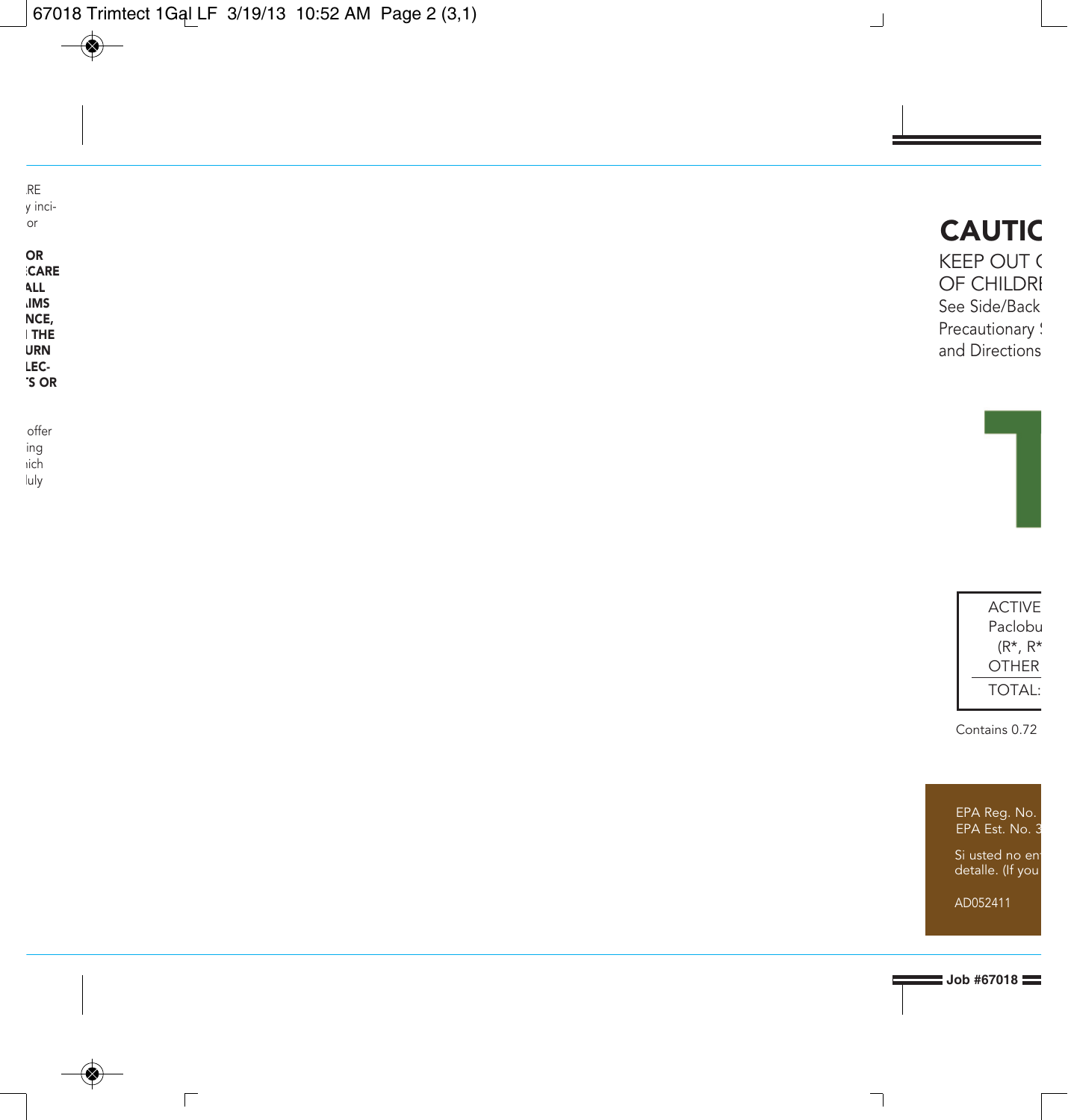RE
y inci-
or

**OR**
**CARE**
**ALL**
**IMS**
**NCE,**
**THE**
**URN**
**LEC-**
**'S OR**

offer
ing
ich
luly

# CAUTIC

KEEP OUT (
OF CHILDRI
See Side/Back
Precautionary !
and Directions

| ACTIVE |
|---|
| Paclobu |
| (R*, R* |
| OTHER |
| TOTAL: |

Contains 0.72

EPA Reg. No.
EPA Est. No. 3

Si usted no en
detalle. (If you

AD052411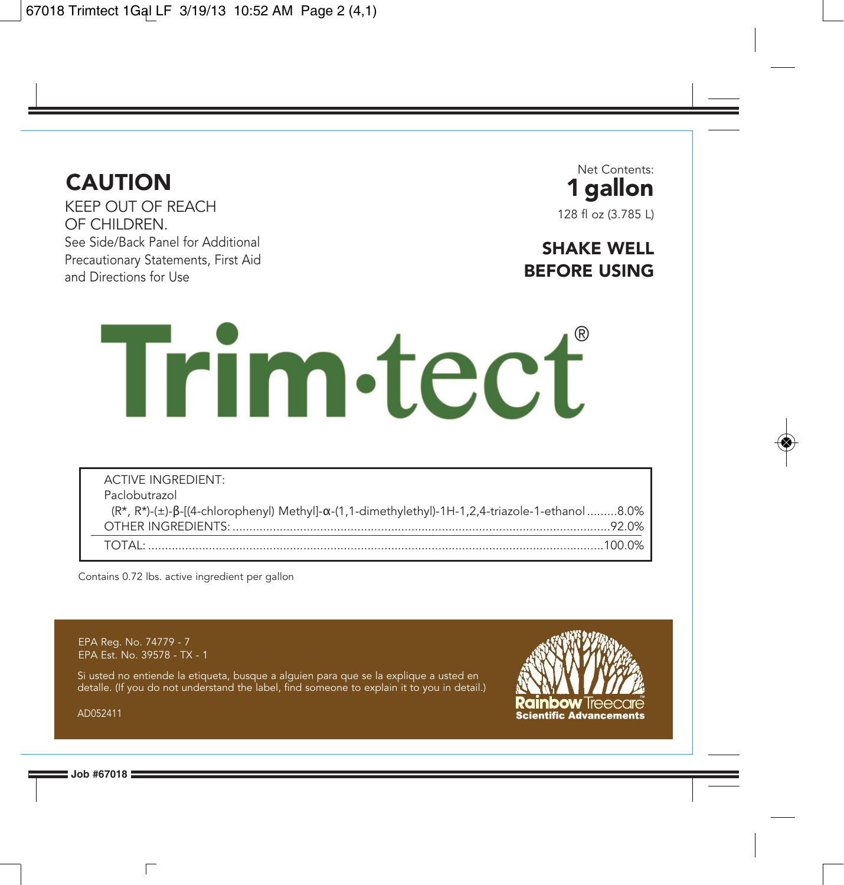**CAUTION**

KEEP OUT OF REACH OF CHILDREN.

See Side/Back Panel for Additional Precautionary Statements, First Aid and Directions for Use

Net Contents:

**1 gallon**

128 fl oz (3.785 L)

**SHAKE WELL BEFORE USING**

# Trim·tect®

| | |
|---|---|
| ACTIVE INGREDIENT: | |
| Paclobutrazol | |
| (R*, R*)-(±)-β-[(4-chlorophenyl) Methyl]-α-(1,1-dimethylethyl)-1H-1,2,4-triazole-1-ethanol | 8.0% |
| OTHER INGREDIENTS: | 92.0% |
| TOTAL: | 100.0% |

Contains 0.72 lbs. active ingredient per gallon

EPA Reg. No. 74779 - 7
EPA Est. No. 39578 - TX - 1

Si usted no entiende la etiqueta, busque a alguien para que se la explique a usted en detalle. (If you do not understand the label, find someone to explain it to you in detail.)

AD052411

Rainbow Treecare™
Scientific Advancements